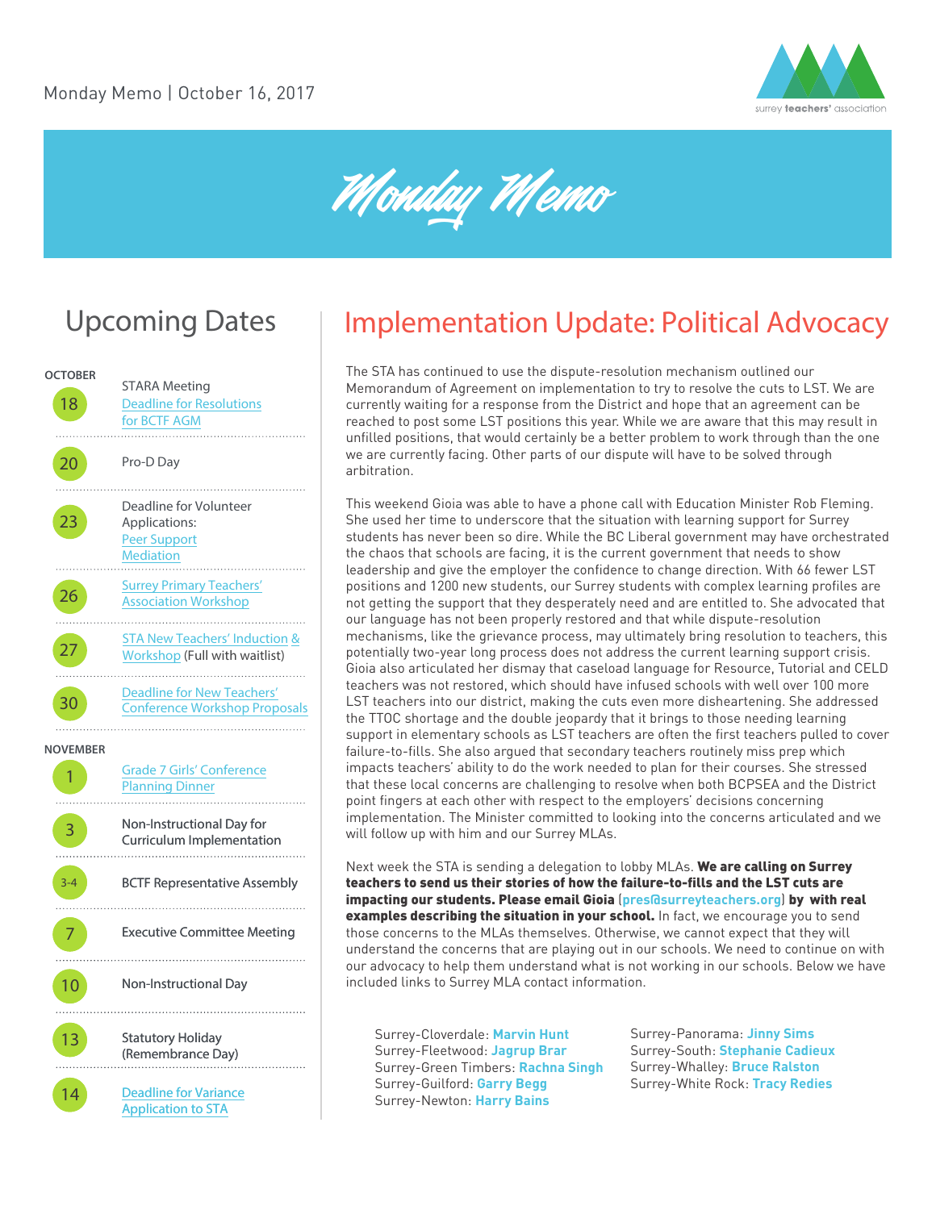Monday Memo | October 16, 2017

# Monday Memo

## Upcoming Dates

**OCTOBER**

- **18** — STARA Meeting; Deadline for Resolutions for BCTF AGM
- **20** — Pro-D Day
- **23** — Deadline for Volunteer Applications: Peer Support Mediation
- **26** — Surrey Primary Teachers' Association Workshop
- **27** — STA New Teachers' Induction & Workshop (Full with waitlist)
- **30** — Deadline for New Teachers' Conference Workshop Proposals

**NOVEMBER**

- **1** — Grade 7 Girls' Conference Planning Dinner
- **3** — Non-Instructional Day for Curriculum Implementation
- **3-4** — BCTF Representative Assembly
- **7** — Executive Committee Meeting
- **10** — Non-Instructional Day
- **13** — Statutory Holiday (Remembrance Day)
- **14** — Deadline for Variance Application to STA

## Implementation Update: Political Advocacy

The STA has continued to use the dispute-resolution mechanism outlined our Memorandum of Agreement on implementation to try to resolve the cuts to LST. We are currently waiting for a response from the District and hope that an agreement can be reached to post some LST positions this year. While we are aware that this may result in unfilled positions, that would certainly be a better problem to work through than the one we are currently facing. Other parts of our dispute will have to be solved through arbitration.

This weekend Gioia was able to have a phone call with Education Minister Rob Fleming. She used her time to underscore that the situation with learning support for Surrey students has never been so dire. While the BC Liberal government may have orchestrated the chaos that schools are facing, it is the current government that needs to show leadership and give the employer the confidence to change direction. With 66 fewer LST positions and 1200 new students, our Surrey students with complex learning profiles are not getting the support that they desperately need and are entitled to. She advocated that our language has not been properly restored and that while dispute-resolution mechanisms, like the grievance process, may ultimately bring resolution to teachers, this potentially two-year long process does not address the current learning support crisis. Gioia also articulated her dismay that caseload language for Resource, Tutorial and CELD teachers was not restored, which should have infused schools with well over 100 more LST teachers into our district, making the cuts even more disheartening. She addressed the TTOC shortage and the double jeopardy that it brings to those needing learning support in elementary schools as LST teachers are often the first teachers pulled to cover failure-to-fills. She also argued that secondary teachers routinely miss prep which impacts teachers' ability to do the work needed to plan for their courses. She stressed that these local concerns are challenging to resolve when both BCPSEA and the District point fingers at each other with respect to the employers' decisions concerning implementation. The Minister committed to looking into the concerns articulated and we will follow up with him and our Surrey MLAs.

Next week the STA is sending a delegation to lobby MLAs. **We are calling on Surrey teachers to send us their stories of how the failure-to-fills and the LST cuts are impacting our students. Please email Gioia** (pres@surreyteachers.org) **by with real examples describing the situation in your school.** In fact, we encourage you to send those concerns to the MLAs themselves. Otherwise, we cannot expect that they will understand the concerns that are playing out in our schools. We need to continue on with our advocacy to help them understand what is not working in our schools. Below we have included links to Surrey MLA contact information.

- Surrey-Cloverdale: **Marvin Hunt**
- Surrey-Fleetwood: **Jagrup Brar**
- Surrey-Green Timbers: **Rachna Singh**
- Surrey-Guilford: **Garry Begg**
- Surrey-Newton: **Harry Bains**
- Surrey-Panorama: **Jinny Sims**
- Surrey-South: **Stephanie Cadieux**
- Surrey-Whalley: **Bruce Ralston**
- Surrey-White Rock: **Tracy Redies**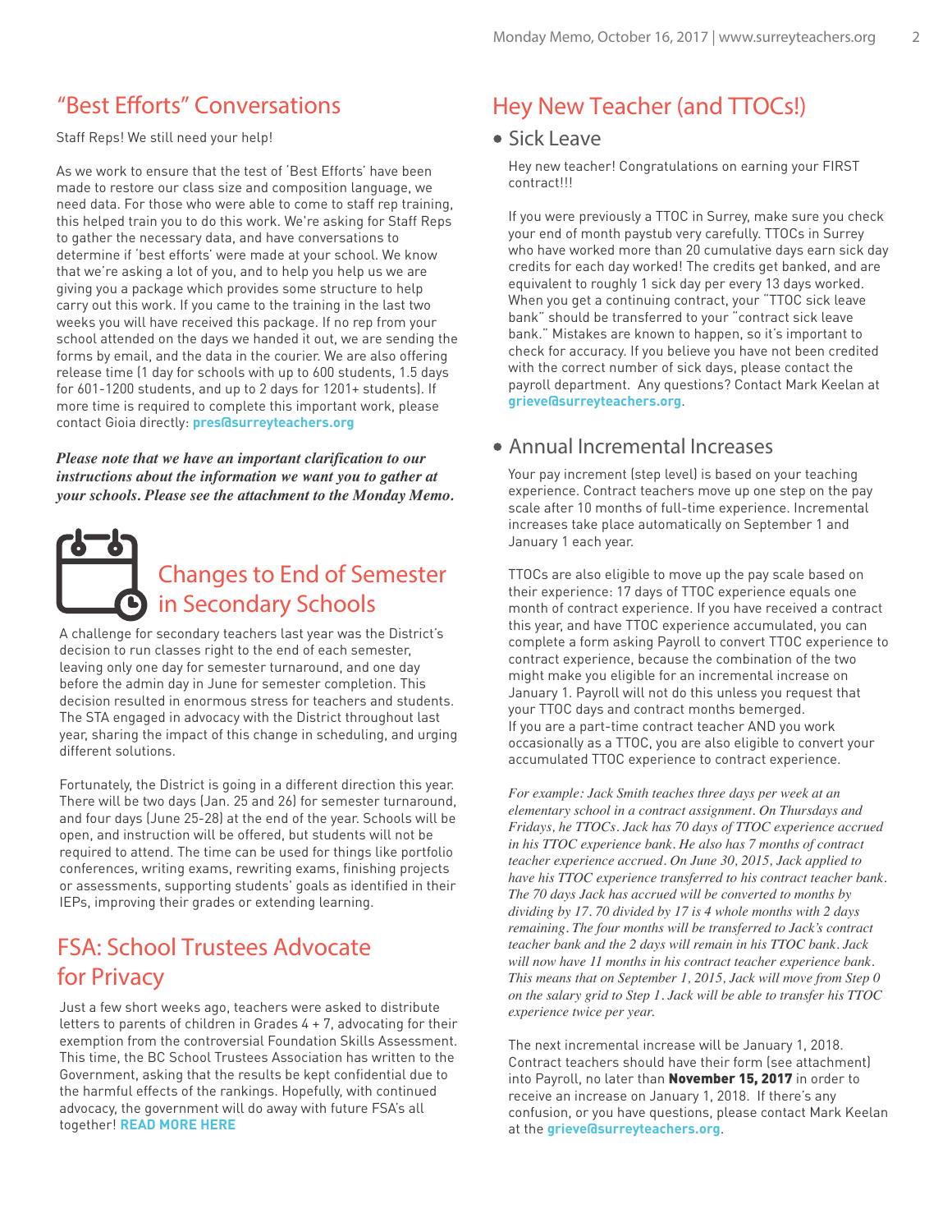## "Best Efforts" Conversations

Staff Reps! We still need your help!

As we work to ensure that the test of 'Best Efforts' have been made to restore our class size and composition language, we need data. For those who were able to come to staff rep training, this helped train you to do this work. We're asking for Staff Reps to gather the necessary data, and have conversations to determine if 'best efforts' were made at your school. We know that we're asking a lot of you, and to help you help us we are giving you a package which provides some structure to help carry out this work. If you came to the training in the last two weeks you will have received this package. If no rep from your school attended on the days we handed it out, we are sending the forms by email, and the data in the courier. We are also offering release time (1 day for schools with up to 600 students, 1.5 days for 601-1200 students, and up to 2 days for 1201+ students). If more time is required to complete this important work, please contact Gioia directly: **pres@surreyteachers.org**

***Please note that we have an important clarification to our instructions about the information we want you to gather at your schools. Please see the attachment to the Monday Memo.***

## Changes to End of Semester in Secondary Schools

A challenge for secondary teachers last year was the District's decision to run classes right to the end of each semester, leaving only one day for semester turnaround, and one day before the admin day in June for semester completion. This decision resulted in enormous stress for teachers and students. The STA engaged in advocacy with the District throughout last year, sharing the impact of this change in scheduling, and urging different solutions.

Fortunately, the District is going in a different direction this year. There will be two days (Jan. 25 and 26) for semester turnaround, and four days (June 25-28) at the end of the year. Schools will be open, and instruction will be offered, but students will not be required to attend. The time can be used for things like portfolio conferences, writing exams, rewriting exams, finishing projects or assessments, supporting students' goals as identified in their IEPs, improving their grades or extending learning.

## FSA: School Trustees Advocate for Privacy

Just a few short weeks ago, teachers were asked to distribute letters to parents of children in Grades 4 + 7, advocating for their exemption from the controversial Foundation Skills Assessment. This time, the BC School Trustees Association has written to the Government, asking that the results be kept confidential due to the harmful effects of the rankings. Hopefully, with continued advocacy, the government will do away with future FSA's all together! **READ MORE HERE**

## Hey New Teacher (and TTOCs!)

### Sick Leave

Hey new teacher! Congratulations on earning your FIRST contract!!!

If you were previously a TTOC in Surrey, make sure you check your end of month paystub very carefully. TTOCs in Surrey who have worked more than 20 cumulative days earn sick day credits for each day worked! The credits get banked, and are equivalent to roughly 1 sick day per every 13 days worked. When you get a continuing contract, your "TTOC sick leave bank" should be transferred to your "contract sick leave bank." Mistakes are known to happen, so it's important to check for accuracy. If you believe you have not been credited with the correct number of sick days, please contact the payroll department. Any questions? Contact Mark Keelan at **grieve@surreyteachers.org**.

### Annual Incremental Increases

Your pay increment (step level) is based on your teaching experience. Contract teachers move up one step on the pay scale after 10 months of full-time experience. Incremental increases take place automatically on September 1 and January 1 each year.

TTOCs are also eligible to move up the pay scale based on their experience: 17 days of TTOC experience equals one month of contract experience. If you have received a contract this year, and have TTOC experience accumulated, you can complete a form asking Payroll to convert TTOC experience to contract experience, because the combination of the two might make you eligible for an incremental increase on January 1. Payroll will not do this unless you request that your TTOC days and contract months bemerged.
If you are a part-time contract teacher AND you work occasionally as a TTOC, you are also eligible to convert your accumulated TTOC experience to contract experience.

*For example: Jack Smith teaches three days per week at an elementary school in a contract assignment. On Thursdays and Fridays, he TTOCs. Jack has 70 days of TTOC experience accrued in his TTOC experience bank. He also has 7 months of contract teacher experience accrued. On June 30, 2015, Jack applied to have his TTOC experience transferred to his contract teacher bank. The 70 days Jack has accrued will be converted to months by dividing by 17. 70 divided by 17 is 4 whole months with 2 days remaining. The four months will be transferred to Jack's contract teacher bank and the 2 days will remain in his TTOC bank. Jack will now have 11 months in his contract teacher experience bank. This means that on September 1, 2015, Jack will move from Step 0 on the salary grid to Step 1. Jack will be able to transfer his TTOC experience twice per year.*

The next incremental increase will be January 1, 2018. Contract teachers should have their form (see attachment) into Payroll, no later than **November 15, 2017** in order to receive an increase on January 1, 2018. If there's any confusion, or you have questions, please contact Mark Keelan at the **grieve@surreyteachers.org**.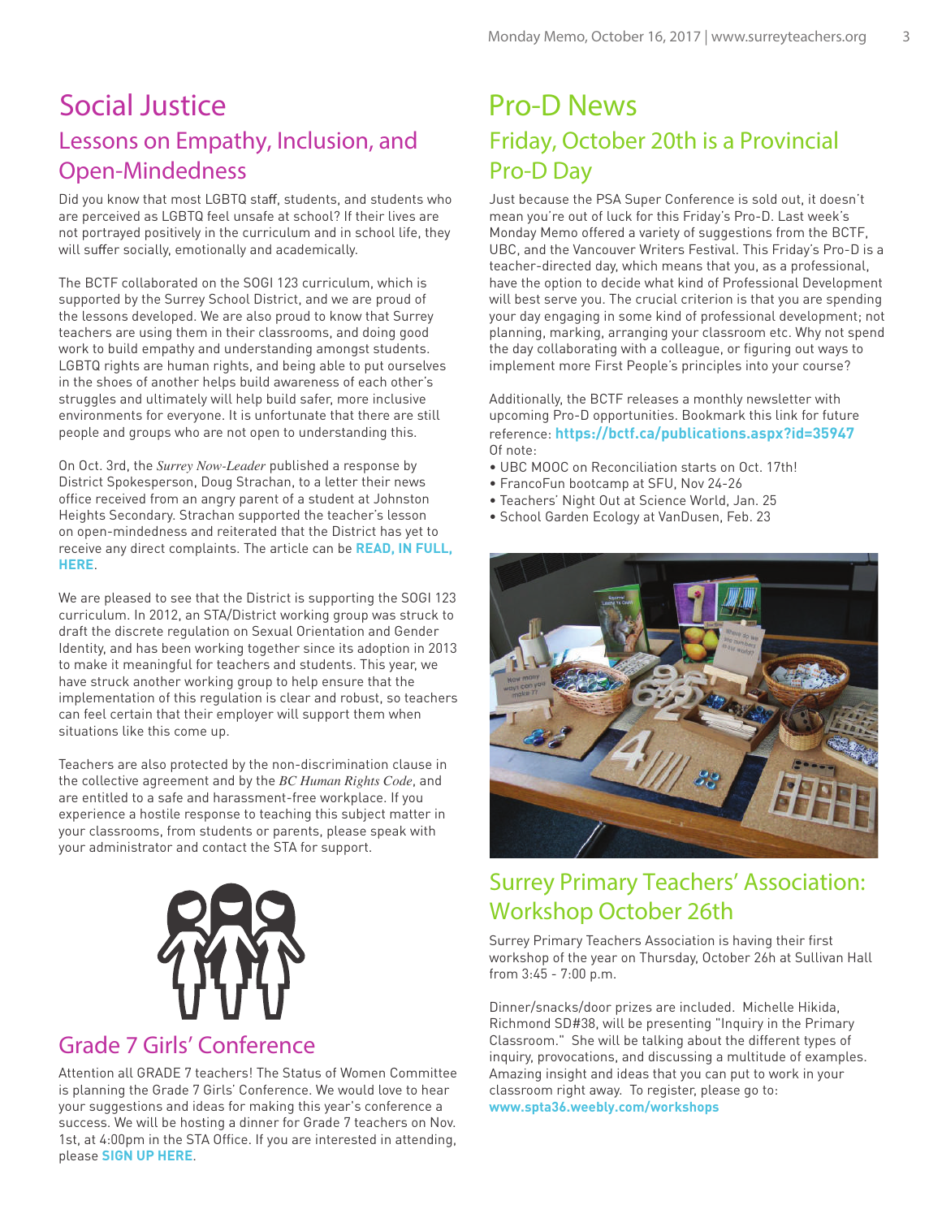# Social Justice

## Lessons on Empathy, Inclusion, and Open-Mindedness

Did you know that most LGBTQ staff, students, and students who are perceived as LGBTQ feel unsafe at school? If their lives are not portrayed positively in the curriculum and in school life, they will suffer socially, emotionally and academically.

The BCTF collaborated on the SOGI 123 curriculum, which is supported by the Surrey School District, and we are proud of the lessons developed. We are also proud to know that Surrey teachers are using them in their classrooms, and doing good work to build empathy and understanding amongst students. LGBTQ rights are human rights, and being able to put ourselves in the shoes of another helps build awareness of each other's struggles and ultimately will help build safer, more inclusive environments for everyone. It is unfortunate that there are still people and groups who are not open to understanding this.

On Oct. 3rd, the *Surrey Now-Leader* published a response by District Spokesperson, Doug Strachan, to a letter their news office received from an angry parent of a student at Johnston Heights Secondary. Strachan supported the teacher's lesson on open-mindedness and reiterated that the District has yet to receive any direct complaints. The article can be **READ, IN FULL, HERE**.

We are pleased to see that the District is supporting the SOGI 123 curriculum. In 2012, an STA/District working group was struck to draft the discrete regulation on Sexual Orientation and Gender Identity, and has been working together since its adoption in 2013 to make it meaningful for teachers and students. This year, we have struck another working group to help ensure that the implementation of this regulation is clear and robust, so teachers can feel certain that their employer will support them when situations like this come up.

Teachers are also protected by the non-discrimination clause in the collective agreement and by the *BC Human Rights Code*, and are entitled to a safe and harassment-free workplace. If you experience a hostile response to teaching this subject matter in your classrooms, from students or parents, please speak with your administrator and contact the STA for support.

## Grade 7 Girls' Conference

Attention all GRADE 7 teachers! The Status of Women Committee is planning the Grade 7 Girls' Conference. We would love to hear your suggestions and ideas for making this year's conference a success. We will be hosting a dinner for Grade 7 teachers on Nov. 1st, at 4:00pm in the STA Office. If you are interested in attending, please **SIGN UP HERE**.

# Pro-D News

## Friday, October 20th is a Provincial Pro-D Day

Just because the PSA Super Conference is sold out, it doesn't mean you're out of luck for this Friday's Pro-D. Last week's Monday Memo offered a variety of suggestions from the BCTF, UBC, and the Vancouver Writers Festival. This Friday's Pro-D is a teacher-directed day, which means that you, as a professional, have the option to decide what kind of Professional Development will best serve you. The crucial criterion is that you are spending your day engaging in some kind of professional development; not planning, marking, arranging your classroom etc. Why not spend the day collaborating with a colleague, or figuring out ways to implement more First People's principles into your course?

Additionally, the BCTF releases a monthly newsletter with upcoming Pro-D opportunities. Bookmark this link for future reference: **https://bctf.ca/publications.aspx?id=35947**
Of note:

- UBC MOOC on Reconciliation starts on Oct. 17th!
- FrancoFun bootcamp at SFU, Nov 24-26
- Teachers' Night Out at Science World, Jan. 25
- School Garden Ecology at VanDusen, Feb. 23

## Surrey Primary Teachers' Association: Workshop October 26th

Surrey Primary Teachers Association is having their first workshop of the year on Thursday, October 26h at Sullivan Hall from 3:45 - 7:00 p.m.

Dinner/snacks/door prizes are included. Michelle Hikida, Richmond SD#38, will be presenting "Inquiry in the Primary Classroom." She will be talking about the different types of inquiry, provocations, and discussing a multitude of examples. Amazing insight and ideas that you can put to work in your classroom right away. To register, please go to: **www.spta36.weebly.com/workshops**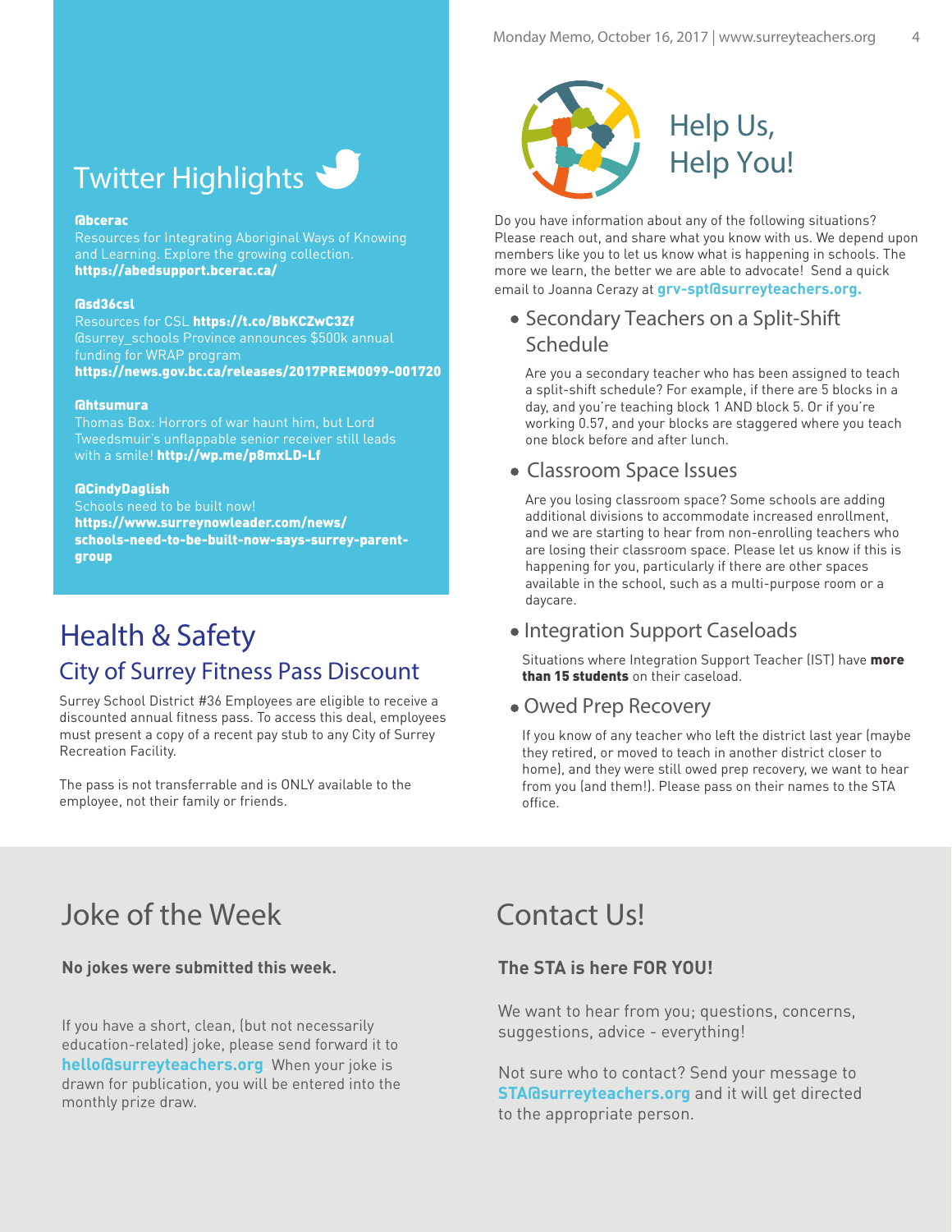# Twitter Highlights

**@bcerac**
Resources for Integrating Aboriginal Ways of Knowing and Learning. Explore the growing collection.
**https://abedsupport.bcerac.ca/**

**@sd36csl**
Resources for CSL **https://t.co/BbKCZwC3Zf**
@surrey_schools Province announces $500k annual funding for WRAP program
**https://news.gov.bc.ca/releases/2017PREM0099-001720**

**@htsumura**
Thomas Box: Horrors of war haunt him, but Lord Tweedsmuir's unflappable senior receiver still leads with a smile! **http://wp.me/p8mxLD-Lf**

**@CindyDaglish**
Schools need to be built now!
**https://www.surreynowleader.com/news/schools-need-to-be-built-now-says-surrey-parent-group**

# Health & Safety

## City of Surrey Fitness Pass Discount

Surrey School District #36 Employees are eligible to receive a discounted annual fitness pass. To access this deal, employees must present a copy of a recent pay stub to any City of Surrey Recreation Facility.

The pass is not transferrable and is ONLY available to the employee, not their family or friends.

# Help Us, Help You!

Do you have information about any of the following situations? Please reach out, and share what you know with us. We depend upon members like you to let us know what is happening in schools. The more we learn, the better we are able to advocate! Send a quick email to Joanna Cerazy at **grv-spt@surreyteachers.org.**

- ### Secondary Teachers on a Split-Shift Schedule

  Are you a secondary teacher who has been assigned to teach a split-shift schedule? For example, if there are 5 blocks in a day, and you're teaching block 1 AND block 5. Or if you're working 0.57, and your blocks are staggered where you teach one block before and after lunch.

- ### Classroom Space Issues

  Are you losing classroom space? Some schools are adding additional divisions to accommodate increased enrollment, and we are starting to hear from non-enrolling teachers who are losing their classroom space. Please let us know if this is happening for you, particularly if there are other spaces available in the school, such as a multi-purpose room or a daycare.

- ### Integration Support Caseloads

  Situations where Integration Support Teacher (IST) have **more than 15 students** on their caseload.

- ### Owed Prep Recovery

  If you know of any teacher who left the district last year (maybe they retired, or moved to teach in another district closer to home), and they were still owed prep recovery, we want to hear from you (and them!). Please pass on their names to the STA office.

# Joke of the Week

**No jokes were submitted this week.**

If you have a short, clean, (but not necessarily education-related) joke, please send forward it to **hello@surreyteachers.org** When your joke is drawn for publication, you will be entered into the monthly prize draw.

# Contact Us!

**The STA is here FOR YOU!**

We want to hear from you; questions, concerns, suggestions, advice - everything!

Not sure who to contact? Send your message to **STA@surreyteachers.org** and it will get directed to the appropriate person.